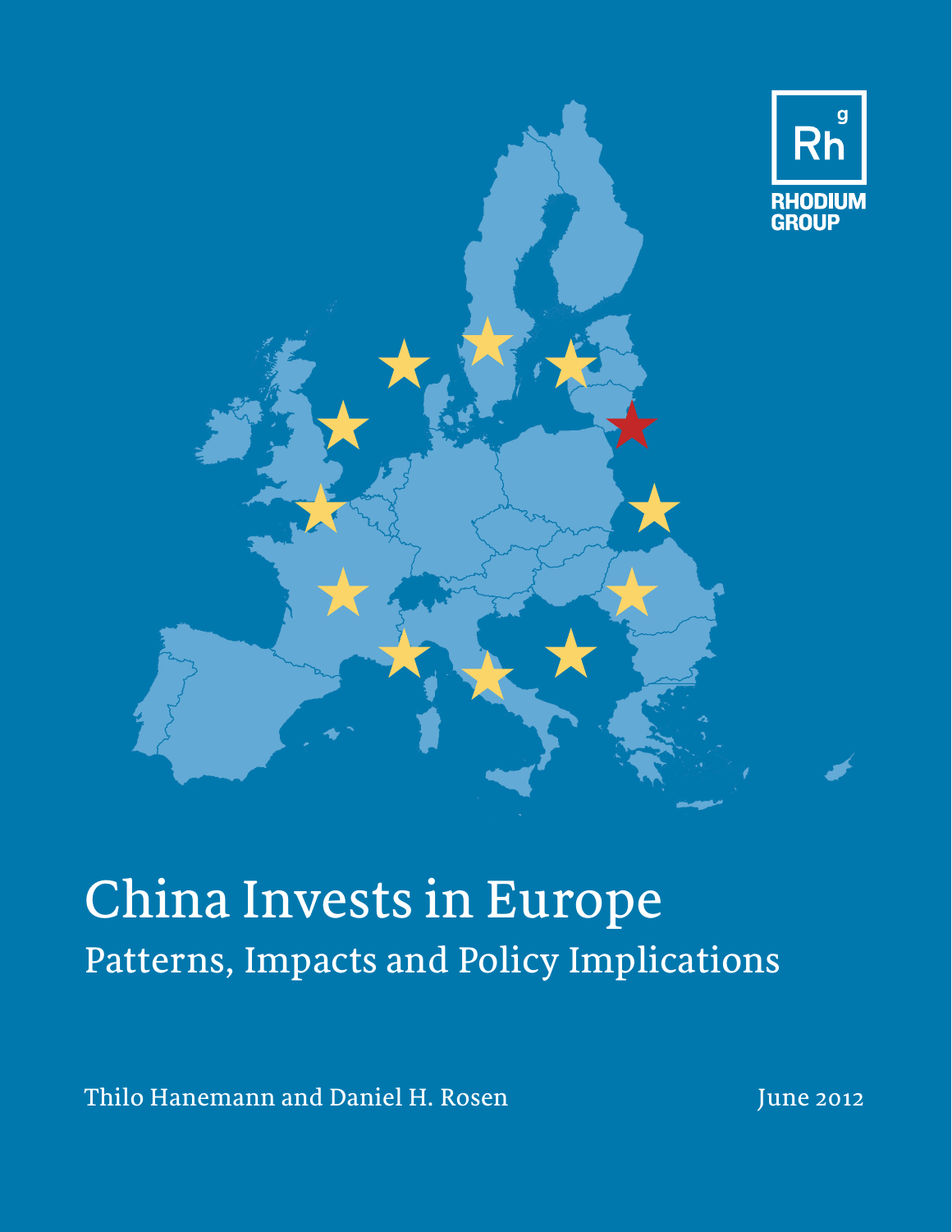RHODIUM GROUP

# China Invests in Europe

## Patterns, Impacts and Policy Implications

Thilo Hanemann and Daniel H. Rosen

June 2012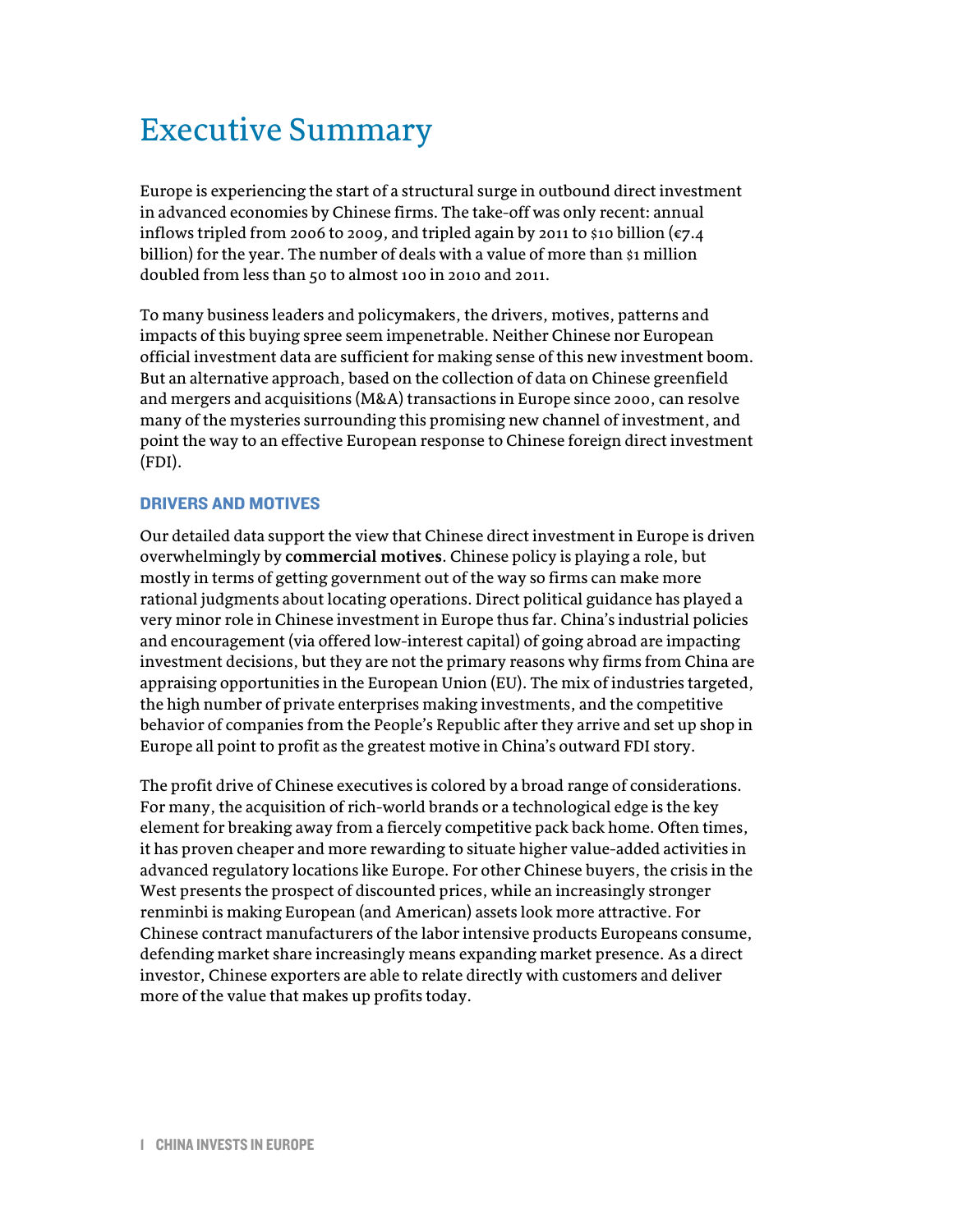# Executive Summary

Europe is experiencing the start of a structural surge in outbound direct investment in advanced economies by Chinese firms. The take-off was only recent: annual inflows tripled from 2006 to 2009, and tripled again by 2011 to $10 billion (€7.4 billion) for the year. The number of deals with a value of more than $1 million doubled from less than 50 to almost 100 in 2010 and 2011.

To many business leaders and policymakers, the drivers, motives, patterns and impacts of this buying spree seem impenetrable. Neither Chinese nor European official investment data are sufficient for making sense of this new investment boom. But an alternative approach, based on the collection of data on Chinese greenfield and mergers and acquisitions (M&A) transactions in Europe since 2000, can resolve many of the mysteries surrounding this promising new channel of investment, and point the way to an effective European response to Chinese foreign direct investment (FDI).

## DRIVERS AND MOTIVES

Our detailed data support the view that Chinese direct investment in Europe is driven overwhelmingly by **commercial motives**. Chinese policy is playing a role, but mostly in terms of getting government out of the way so firms can make more rational judgments about locating operations. Direct political guidance has played a very minor role in Chinese investment in Europe thus far. China's industrial policies and encouragement (via offered low-interest capital) of going abroad are impacting investment decisions, but they are not the primary reasons why firms from China are appraising opportunities in the European Union (EU). The mix of industries targeted, the high number of private enterprises making investments, and the competitive behavior of companies from the People's Republic after they arrive and set up shop in Europe all point to profit as the greatest motive in China's outward FDI story.

The profit drive of Chinese executives is colored by a broad range of considerations. For many, the acquisition of rich-world brands or a technological edge is the key element for breaking away from a fiercely competitive pack back home. Often times, it has proven cheaper and more rewarding to situate higher value-added activities in advanced regulatory locations like Europe. For other Chinese buyers, the crisis in the West presents the prospect of discounted prices, while an increasingly stronger renminbi is making European (and American) assets look more attractive. For Chinese contract manufacturers of the labor intensive products Europeans consume, defending market share increasingly means expanding market presence. As a direct investor, Chinese exporters are able to relate directly with customers and deliver more of the value that makes up profits today.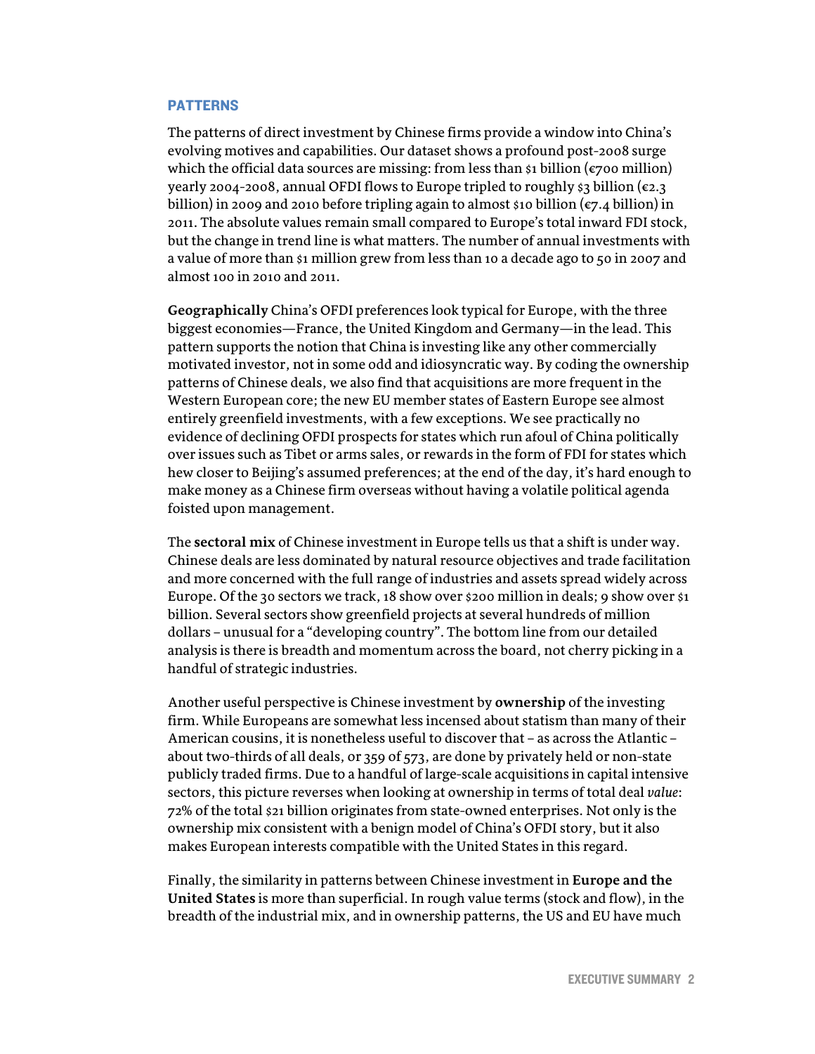## PATTERNS

The patterns of direct investment by Chinese firms provide a window into China's evolving motives and capabilities. Our dataset shows a profound post-2008 surge which the official data sources are missing: from less than $1 billion (€700 million) yearly 2004-2008, annual OFDI flows to Europe tripled to roughly $3 billion (€2.3 billion) in 2009 and 2010 before tripling again to almost $10 billion (€7.4 billion) in 2011. The absolute values remain small compared to Europe's total inward FDI stock, but the change in trend line is what matters. The number of annual investments with a value of more than $1 million grew from less than 10 a decade ago to 50 in 2007 and almost 100 in 2010 and 2011.

**Geographically** China's OFDI preferences look typical for Europe, with the three biggest economies—France, the United Kingdom and Germany—in the lead. This pattern supports the notion that China is investing like any other commercially motivated investor, not in some odd and idiosyncratic way. By coding the ownership patterns of Chinese deals, we also find that acquisitions are more frequent in the Western European core; the new EU member states of Eastern Europe see almost entirely greenfield investments, with a few exceptions. We see practically no evidence of declining OFDI prospects for states which run afoul of China politically over issues such as Tibet or arms sales, or rewards in the form of FDI for states which hew closer to Beijing's assumed preferences; at the end of the day, it's hard enough to make money as a Chinese firm overseas without having a volatile political agenda foisted upon management.

The **sectoral mix** of Chinese investment in Europe tells us that a shift is under way. Chinese deals are less dominated by natural resource objectives and trade facilitation and more concerned with the full range of industries and assets spread widely across Europe. Of the 30 sectors we track, 18 show over $200 million in deals; 9 show over $1 billion. Several sectors show greenfield projects at several hundreds of million dollars – unusual for a "developing country". The bottom line from our detailed analysis is there is breadth and momentum across the board, not cherry picking in a handful of strategic industries.

Another useful perspective is Chinese investment by **ownership** of the investing firm. While Europeans are somewhat less incensed about statism than many of their American cousins, it is nonetheless useful to discover that – as across the Atlantic – about two-thirds of all deals, or 359 of 573, are done by privately held or non-state publicly traded firms. Due to a handful of large-scale acquisitions in capital intensive sectors, this picture reverses when looking at ownership in terms of total deal *value*: 72% of the total $21 billion originates from state-owned enterprises. Not only is the ownership mix consistent with a benign model of China's OFDI story, but it also makes European interests compatible with the United States in this regard.

Finally, the similarity in patterns between Chinese investment in **Europe and the United States** is more than superficial. In rough value terms (stock and flow), in the breadth of the industrial mix, and in ownership patterns, the US and EU have much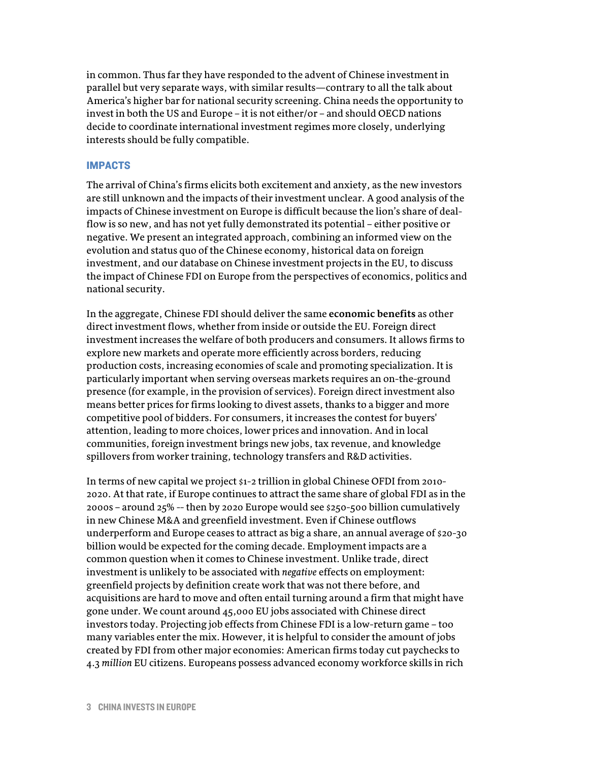in common. Thus far they have responded to the advent of Chinese investment in parallel but very separate ways, with similar results—contrary to all the talk about America's higher bar for national security screening. China needs the opportunity to invest in both the US and Europe – it is not either/or – and should OECD nations decide to coordinate international investment regimes more closely, underlying interests should be fully compatible.

## IMPACTS

The arrival of China's firms elicits both excitement and anxiety, as the new investors are still unknown and the impacts of their investment unclear. A good analysis of the impacts of Chinese investment on Europe is difficult because the lion's share of deal-flow is so new, and has not yet fully demonstrated its potential – either positive or negative. We present an integrated approach, combining an informed view on the evolution and status quo of the Chinese economy, historical data on foreign investment, and our database on Chinese investment projects in the EU, to discuss the impact of Chinese FDI on Europe from the perspectives of economics, politics and national security.

In the aggregate, Chinese FDI should deliver the same **economic benefits** as other direct investment flows, whether from inside or outside the EU. Foreign direct investment increases the welfare of both producers and consumers. It allows firms to explore new markets and operate more efficiently across borders, reducing production costs, increasing economies of scale and promoting specialization. It is particularly important when serving overseas markets requires an on-the-ground presence (for example, in the provision of services). Foreign direct investment also means better prices for firms looking to divest assets, thanks to a bigger and more competitive pool of bidders. For consumers, it increases the contest for buyers' attention, leading to more choices, lower prices and innovation. And in local communities, foreign investment brings new jobs, tax revenue, and knowledge spillovers from worker training, technology transfers and R&D activities.

In terms of new capital we project $1-2 trillion in global Chinese OFDI from 2010-2020. At that rate, if Europe continues to attract the same share of global FDI as in the 2000s – around 25% -- then by 2020 Europe would see $250-500 billion cumulatively in new Chinese M&A and greenfield investment. Even if Chinese outflows underperform and Europe ceases to attract as big a share, an annual average of $20-30 billion would be expected for the coming decade. Employment impacts are a common question when it comes to Chinese investment. Unlike trade, direct investment is unlikely to be associated with *negative* effects on employment: greenfield projects by definition create work that was not there before, and acquisitions are hard to move and often entail turning around a firm that might have gone under. We count around 45,000 EU jobs associated with Chinese direct investors today. Projecting job effects from Chinese FDI is a low-return game – too many variables enter the mix. However, it is helpful to consider the amount of jobs created by FDI from other major economies: American firms today cut paychecks to 4.3 *million* EU citizens. Europeans possess advanced economy workforce skills in rich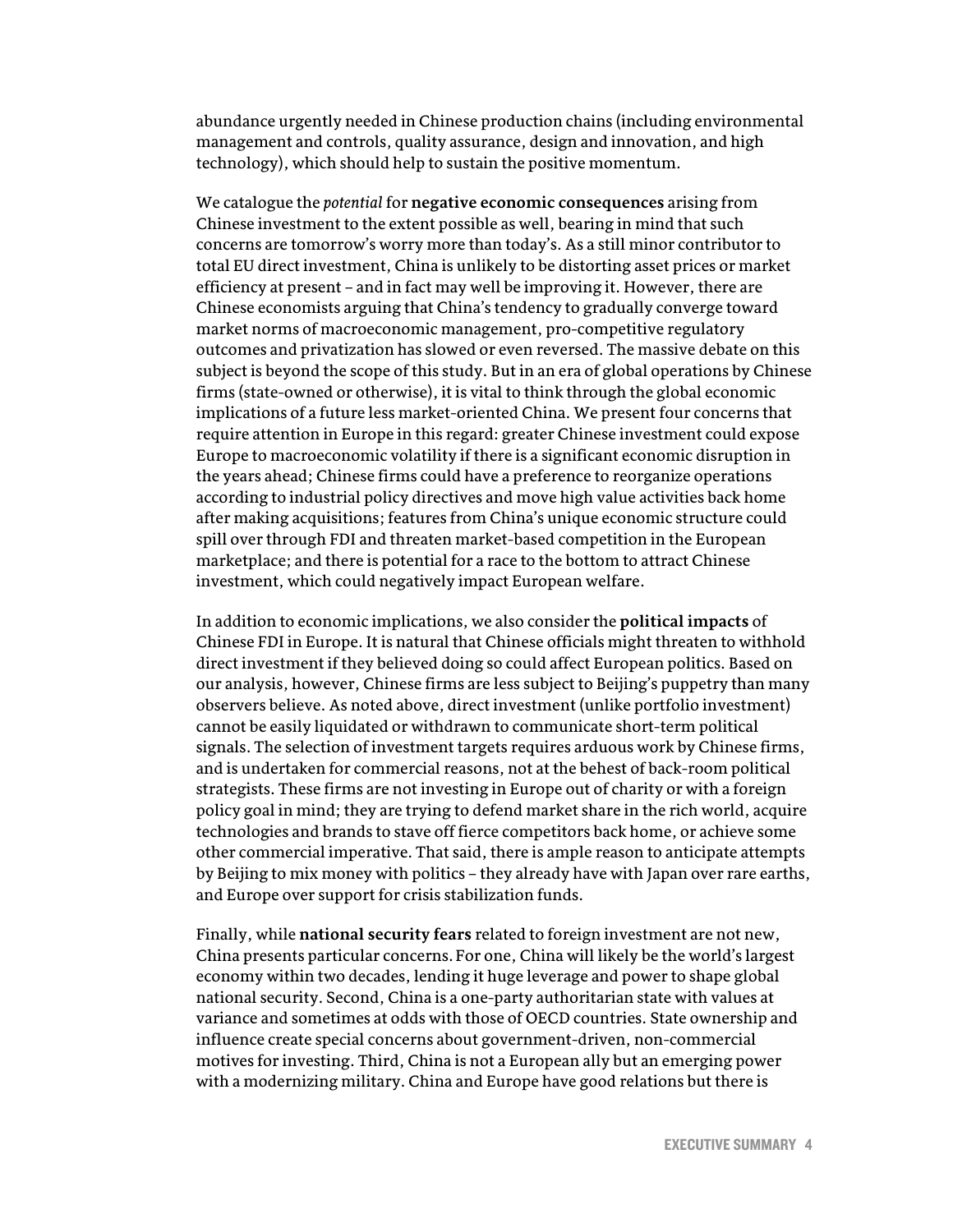abundance urgently needed in Chinese production chains (including environmental management and controls, quality assurance, design and innovation, and high technology), which should help to sustain the positive momentum.

We catalogue the *potential* for **negative economic consequences** arising from Chinese investment to the extent possible as well, bearing in mind that such concerns are tomorrow's worry more than today's. As a still minor contributor to total EU direct investment, China is unlikely to be distorting asset prices or market efficiency at present – and in fact may well be improving it. However, there are Chinese economists arguing that China's tendency to gradually converge toward market norms of macroeconomic management, pro-competitive regulatory outcomes and privatization has slowed or even reversed. The massive debate on this subject is beyond the scope of this study. But in an era of global operations by Chinese firms (state-owned or otherwise), it is vital to think through the global economic implications of a future less market-oriented China. We present four concerns that require attention in Europe in this regard: greater Chinese investment could expose Europe to macroeconomic volatility if there is a significant economic disruption in the years ahead; Chinese firms could have a preference to reorganize operations according to industrial policy directives and move high value activities back home after making acquisitions; features from China's unique economic structure could spill over through FDI and threaten market-based competition in the European marketplace; and there is potential for a race to the bottom to attract Chinese investment, which could negatively impact European welfare.

In addition to economic implications, we also consider the **political impacts** of Chinese FDI in Europe. It is natural that Chinese officials might threaten to withhold direct investment if they believed doing so could affect European politics. Based on our analysis, however, Chinese firms are less subject to Beijing's puppetry than many observers believe. As noted above, direct investment (unlike portfolio investment) cannot be easily liquidated or withdrawn to communicate short-term political signals. The selection of investment targets requires arduous work by Chinese firms, and is undertaken for commercial reasons, not at the behest of back-room political strategists. These firms are not investing in Europe out of charity or with a foreign policy goal in mind; they are trying to defend market share in the rich world, acquire technologies and brands to stave off fierce competitors back home, or achieve some other commercial imperative. That said, there is ample reason to anticipate attempts by Beijing to mix money with politics – they already have with Japan over rare earths, and Europe over support for crisis stabilization funds.

Finally, while **national security fears** related to foreign investment are not new, China presents particular concerns. For one, China will likely be the world's largest economy within two decades, lending it huge leverage and power to shape global national security. Second, China is a one-party authoritarian state with values at variance and sometimes at odds with those of OECD countries. State ownership and influence create special concerns about government-driven, non-commercial motives for investing. Third, China is not a European ally but an emerging power with a modernizing military. China and Europe have good relations but there is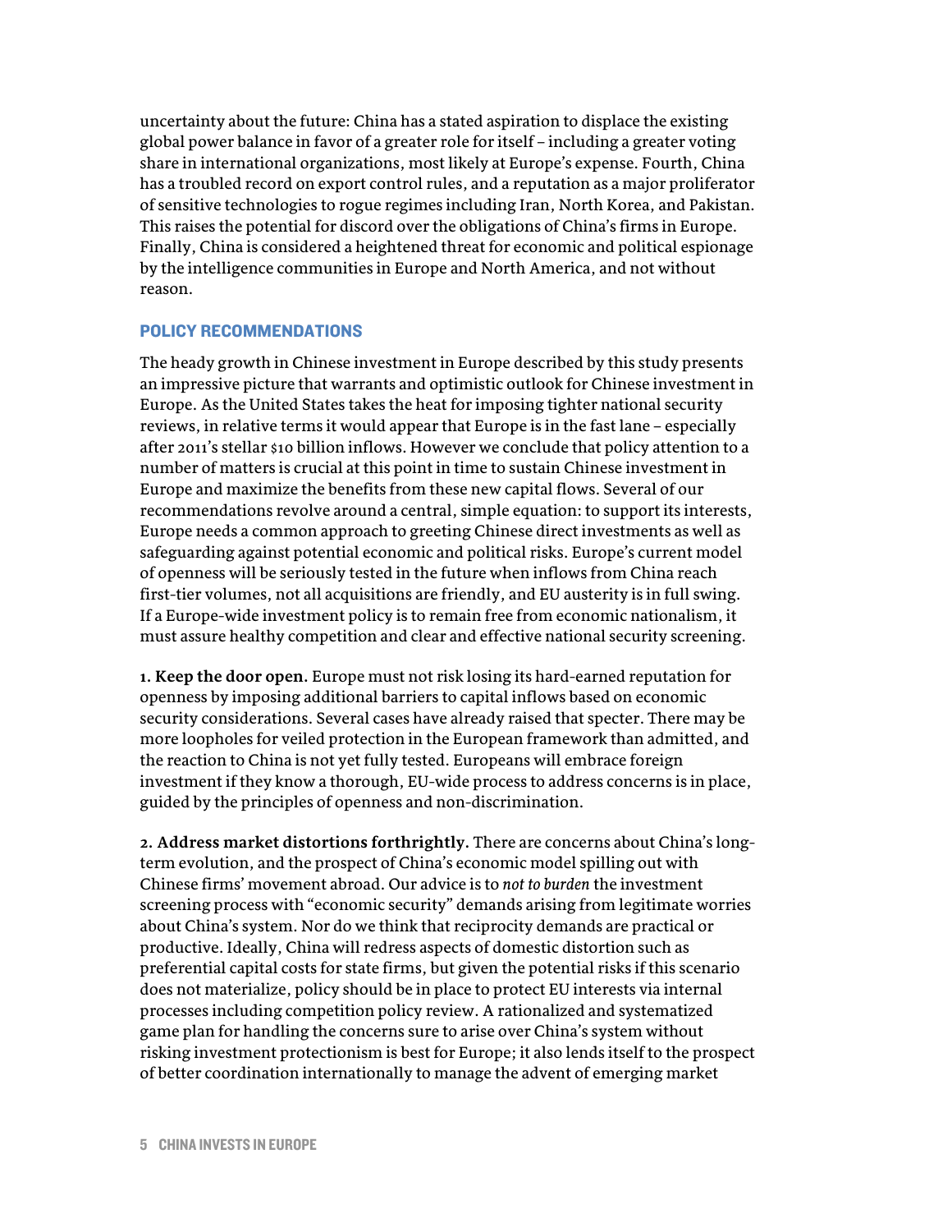uncertainty about the future: China has a stated aspiration to displace the existing global power balance in favor of a greater role for itself – including a greater voting share in international organizations, most likely at Europe's expense. Fourth, China has a troubled record on export control rules, and a reputation as a major proliferator of sensitive technologies to rogue regimes including Iran, North Korea, and Pakistan. This raises the potential for discord over the obligations of China's firms in Europe. Finally, China is considered a heightened threat for economic and political espionage by the intelligence communities in Europe and North America, and not without reason.

## POLICY RECOMMENDATIONS

The heady growth in Chinese investment in Europe described by this study presents an impressive picture that warrants and optimistic outlook for Chinese investment in Europe. As the United States takes the heat for imposing tighter national security reviews, in relative terms it would appear that Europe is in the fast lane – especially after 2011's stellar $10 billion inflows. However we conclude that policy attention to a number of matters is crucial at this point in time to sustain Chinese investment in Europe and maximize the benefits from these new capital flows. Several of our recommendations revolve around a central, simple equation: to support its interests, Europe needs a common approach to greeting Chinese direct investments as well as safeguarding against potential economic and political risks. Europe's current model of openness will be seriously tested in the future when inflows from China reach first-tier volumes, not all acquisitions are friendly, and EU austerity is in full swing. If a Europe-wide investment policy is to remain free from economic nationalism, it must assure healthy competition and clear and effective national security screening.

**1. Keep the door open.** Europe must not risk losing its hard-earned reputation for openness by imposing additional barriers to capital inflows based on economic security considerations. Several cases have already raised that specter. There may be more loopholes for veiled protection in the European framework than admitted, and the reaction to China is not yet fully tested. Europeans will embrace foreign investment if they know a thorough, EU-wide process to address concerns is in place, guided by the principles of openness and non-discrimination.

**2. Address market distortions forthrightly.** There are concerns about China's long-term evolution, and the prospect of China's economic model spilling out with Chinese firms' movement abroad. Our advice is to *not to burden* the investment screening process with "economic security" demands arising from legitimate worries about China's system. Nor do we think that reciprocity demands are practical or productive. Ideally, China will redress aspects of domestic distortion such as preferential capital costs for state firms, but given the potential risks if this scenario does not materialize, policy should be in place to protect EU interests via internal processes including competition policy review. A rationalized and systematized game plan for handling the concerns sure to arise over China's system without risking investment protectionism is best for Europe; it also lends itself to the prospect of better coordination internationally to manage the advent of emerging market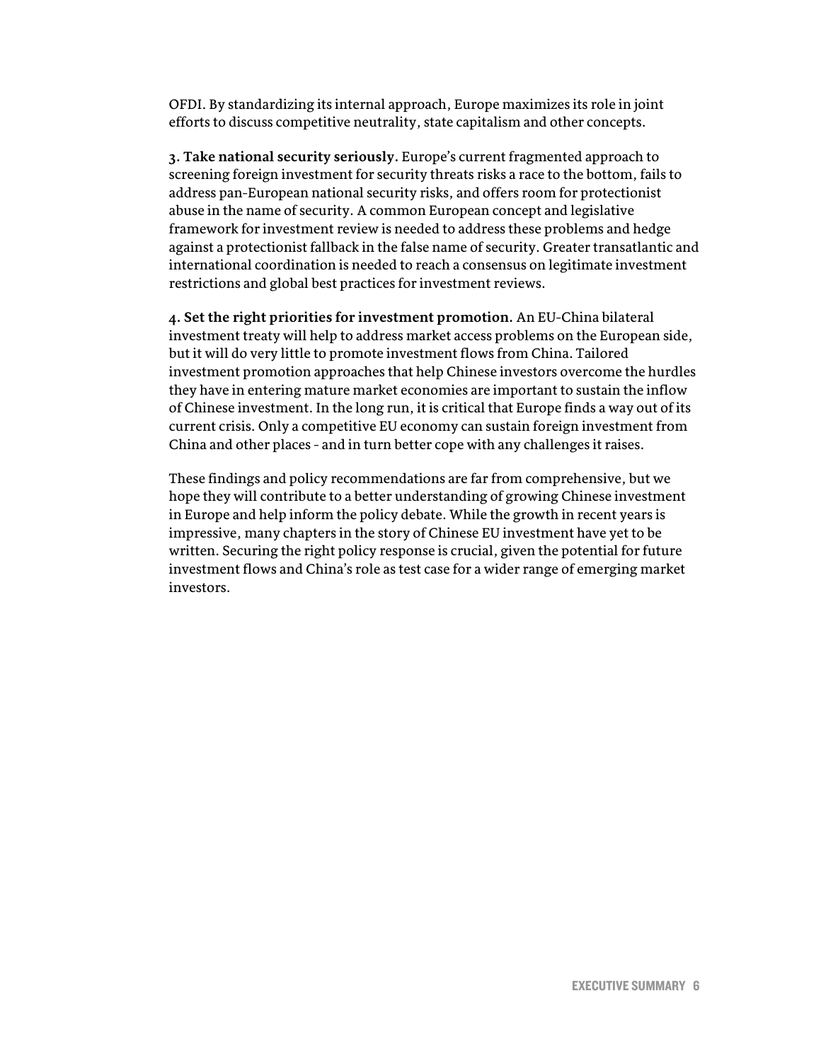OFDI. By standardizing its internal approach, Europe maximizes its role in joint efforts to discuss competitive neutrality, state capitalism and other concepts.

**3. Take national security seriously.** Europe's current fragmented approach to screening foreign investment for security threats risks a race to the bottom, fails to address pan-European national security risks, and offers room for protectionist abuse in the name of security. A common European concept and legislative framework for investment review is needed to address these problems and hedge against a protectionist fallback in the false name of security. Greater transatlantic and international coordination is needed to reach a consensus on legitimate investment restrictions and global best practices for investment reviews.

**4. Set the right priorities for investment promotion.** An EU-China bilateral investment treaty will help to address market access problems on the European side, but it will do very little to promote investment flows from China. Tailored investment promotion approaches that help Chinese investors overcome the hurdles they have in entering mature market economies are important to sustain the inflow of Chinese investment. In the long run, it is critical that Europe finds a way out of its current crisis. Only a competitive EU economy can sustain foreign investment from China and other places - and in turn better cope with any challenges it raises.

These findings and policy recommendations are far from comprehensive, but we hope they will contribute to a better understanding of growing Chinese investment in Europe and help inform the policy debate. While the growth in recent years is impressive, many chapters in the story of Chinese EU investment have yet to be written. Securing the right policy response is crucial, given the potential for future investment flows and China's role as test case for a wider range of emerging market investors.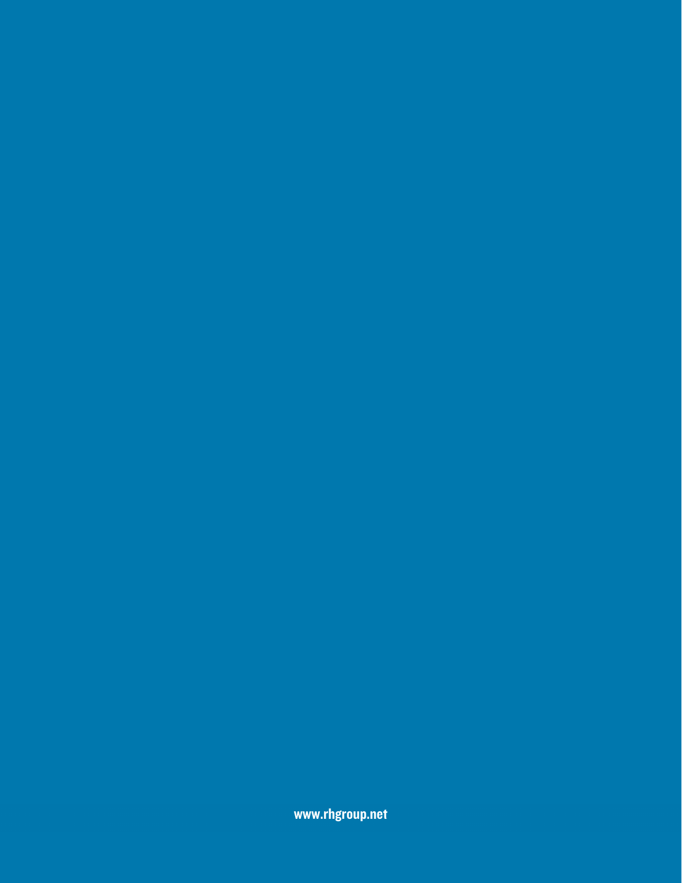www.rhgroup.net